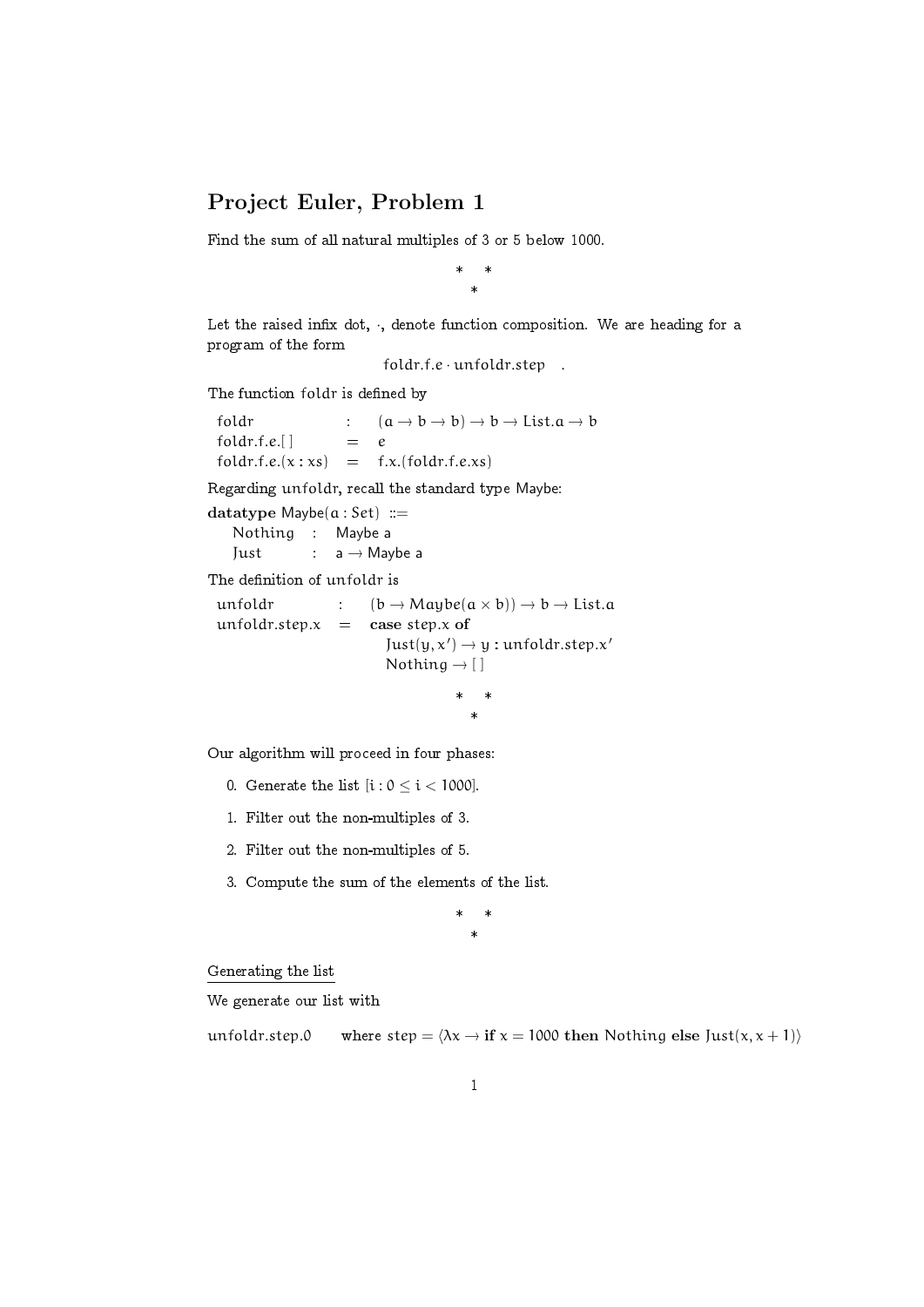# Project Euler, Problem 1

Find the sum of all natural multiples of 3 or 5 below 1000.

\* \*
\*

Let the raised infix dot, $\cdot$, denote function composition. We are heading for a program of the form

$$\mathrm{foldr}.f.e \cdot \mathrm{unfoldr}.\mathrm{step} \quad .$$

The function foldr is defined by

$$
\begin{array}{lcl}
\mathrm{foldr} & : & (a \to b \to b) \to b \to \mathrm{List}.a \to b \\
\mathrm{foldr}.f.e.[\,] & = & e \\
\mathrm{foldr}.f.e.(x : xs) & = & f.x.(\mathrm{foldr}.f.e.xs)
\end{array}
$$

Regarding unfoldr, recall the standard type Maybe:

$$
\begin{array}{l}
\textbf{datatype}\ \mathsf{Maybe}(a : \mathrm{Set})\ ::= \\
\quad \mathsf{Nothing} \quad : \quad \mathsf{Maybe\ a} \\
\quad \mathsf{Just} \quad\quad : \quad \mathsf{a} \to \mathsf{Maybe\ a}
\end{array}
$$

The definition of unfoldr is

$$
\begin{array}{lcl}
\mathrm{unfoldr} & : & (b \to \mathrm{Maybe}(a \times b)) \to b \to \mathrm{List}.a \\
\mathrm{unfoldr}.\mathrm{step}.x & = & \textbf{case}\ \mathrm{step}.x\ \textbf{of} \\
 & & \quad \mathrm{Just}(y, x') \to y : \mathrm{unfoldr}.\mathrm{step}.x' \\
 & & \quad \mathrm{Nothing} \to [\,]
\end{array}
$$

\* \*
\*

Our algorithm will proceed in four phases:

0. Generate the list $[i : 0 \leq i < 1000]$.
1. Filter out the non-multiples of 3.
2. Filter out the non-multiples of 5.
3. Compute the sum of the elements of the list.

\* \*
\*

Generating the list

We generate our list with

$$\mathrm{unfoldr}.\mathrm{step}.0 \qquad \text{where } \mathrm{step} = \langle \lambda x \to \textbf{if}\ x = 1000\ \textbf{then}\ \mathrm{Nothing}\ \textbf{else}\ \mathrm{Just}(x, x+1) \rangle$$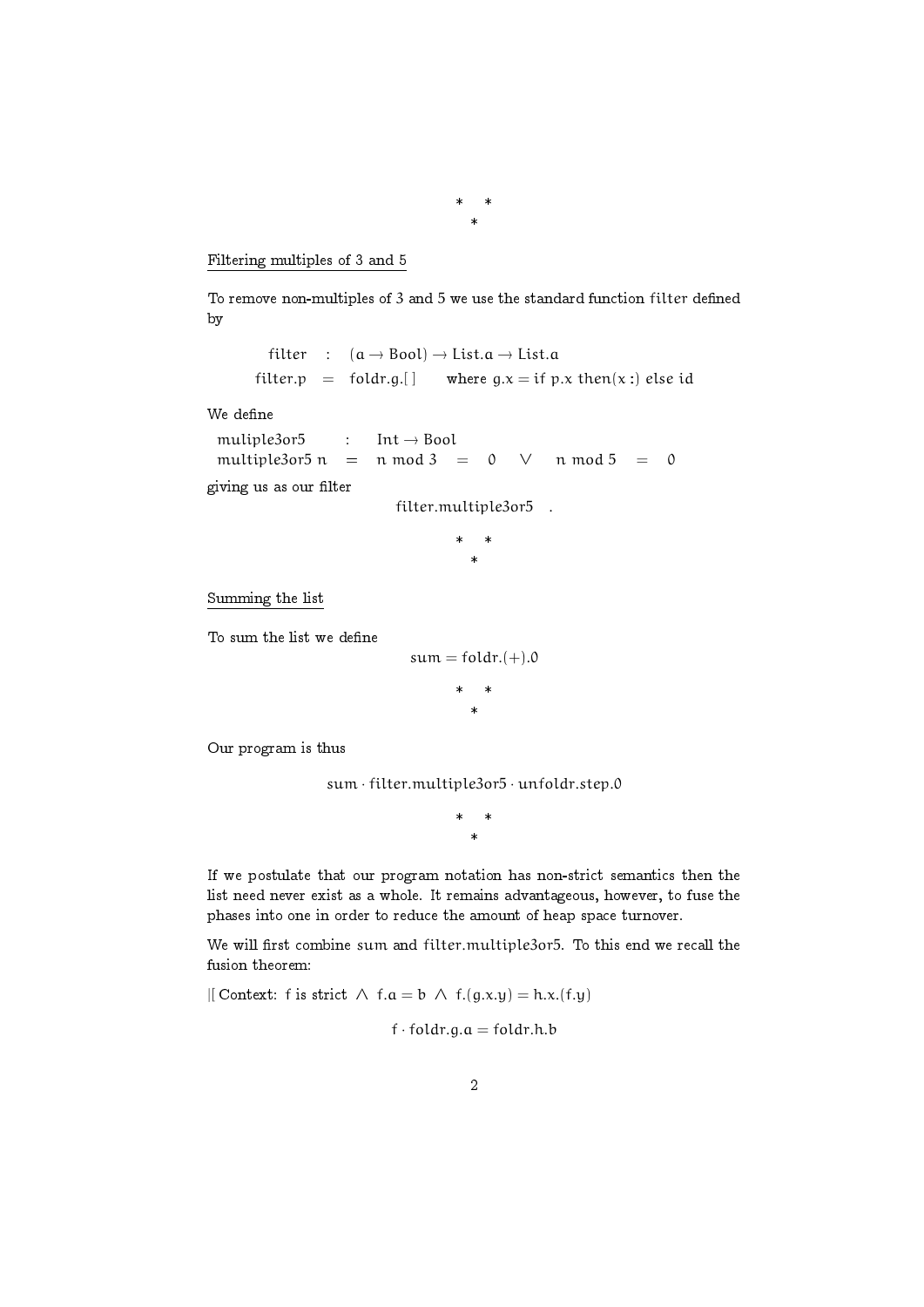\*  \*
\*

<u>Filtering multiples of 3 and 5</u>

To remove non-multiples of 3 and 5 we use the standard function filter defined by

$$
\begin{array}{rcl}
\mathsf{filter} & : & (a \to \mathsf{Bool}) \to \mathsf{List}.a \to \mathsf{List}.a \\
\mathsf{filter}.p & = & \mathsf{foldr}.g.[\,] \qquad \text{where } g.x = \text{if } p.x \text{ then}(x:) \text{ else id}
\end{array}
$$

We define

$$
\begin{array}{lcl}
\mathsf{muliple3or5} & : & \mathsf{Int} \to \mathsf{Bool} \\
\mathsf{multiple3or5}\ n & = & n \bmod 3 \;=\; 0 \;\;\vee\;\; n \bmod 5 \;=\; 0
\end{array}
$$

giving us as our filter

$$
\mathsf{filter}.\mathsf{multiple3or5} \quad .
$$

\*  \*
\*

<u>Summing the list</u>

To sum the list we define

$$
\mathsf{sum} = \mathsf{foldr}.(+).0
$$

\*  \*
\*

Our program is thus

$$
\mathsf{sum} \cdot \mathsf{filter}.\mathsf{multiple3or5} \cdot \mathsf{unfoldr}.\mathsf{step}.0
$$

\*  \*
\*

If we postulate that our program notation has non-strict semantics then the list need never exist as a whole. It remains advantageous, however, to fuse the phases into one in order to reduce the amount of heap space turnover.

We will first combine sum and filter.multiple3or5. To this end we recall the fusion theorem:

|[ Context: $f$ is strict $\wedge$ $f.a = b$ $\wedge$ $f.(g.x.y) = h.x.(f.y)$

$$
f \cdot \mathsf{foldr}.g.a = \mathsf{foldr}.h.b
$$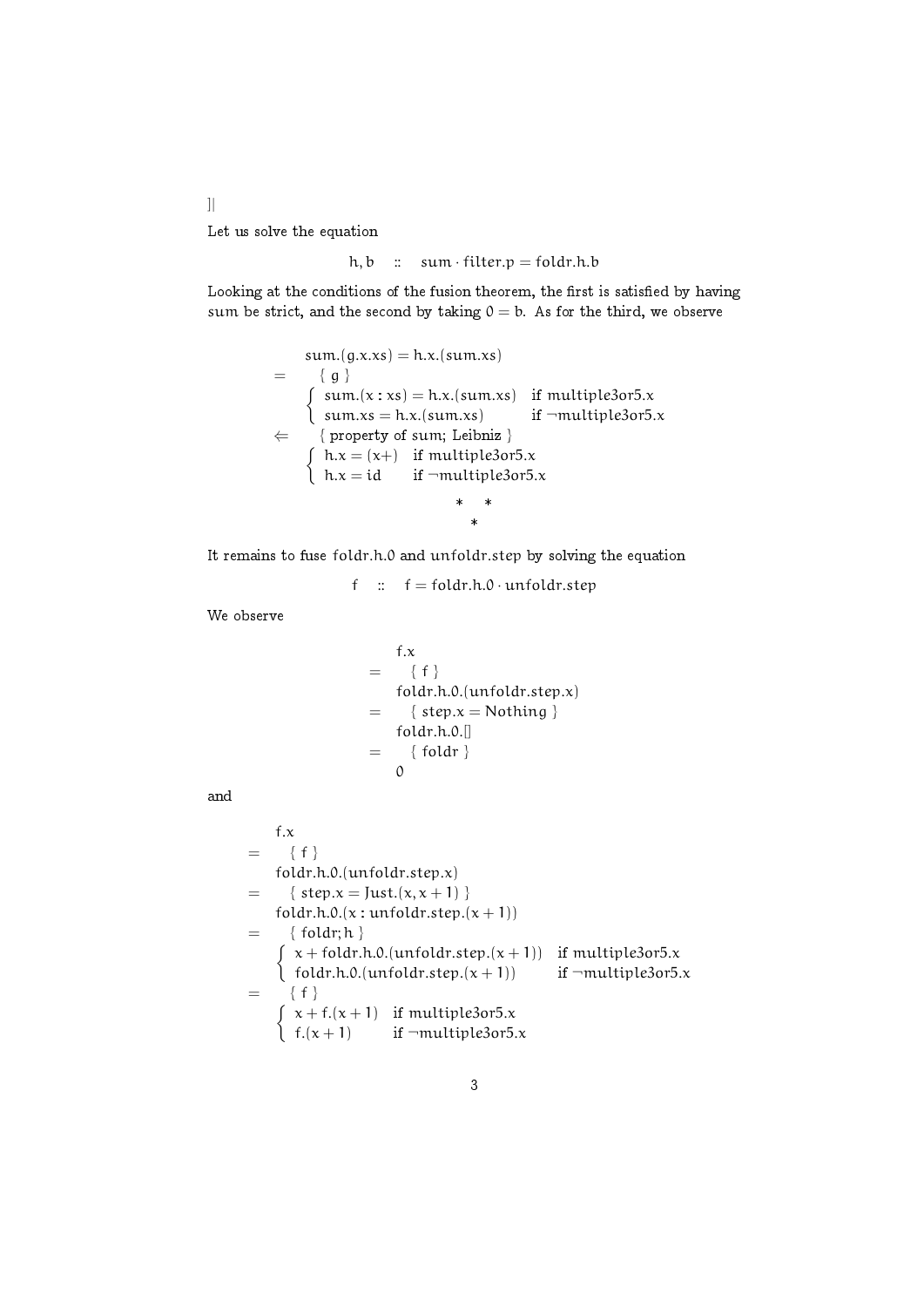]|

Let us solve the equation

$$h, b \quad :: \quad sum \cdot filter.p = foldr.h.b$$

Looking at the conditions of the fusion theorem, the first is satisfied by having $sum$ be strict, and the second by taking $0 = b$. As for the third, we observe

$$
\begin{array}{ll}
 & sum.(g.x.xs) = h.x.(sum.xs) \\
= & \quad \{ \; g \; \} \\
 & \left\{ \begin{array}{ll} sum.(x : xs) = h.x.(sum.xs) & \text{if } multiple3or5.x \\ sum.xs = h.x.(sum.xs) & \text{if } \neg multiple3or5.x \end{array} \right. \\
\Leftarrow & \quad \{ \text{ property of } sum\text{; Leibniz } \} \\
 & \left\{ \begin{array}{ll} h.x = (x+) & \text{if } multiple3or5.x \\ h.x = id & \text{if } \neg multiple3or5.x \end{array} \right.
\end{array}
$$

\* \*
\*

It remains to fuse $foldr.h.0$ and $unfoldr.step$ by solving the equation

$$f \quad :: \quad f = foldr.h.0 \cdot unfoldr.step$$

We observe

$$
\begin{array}{ll}
 & f.x \\
= & \quad \{ \; f \; \} \\
 & foldr.h.0.(unfoldr.step.x) \\
= & \quad \{ \; step.x = Nothing \; \} \\
 & foldr.h.0.[] \\
= & \quad \{ \; foldr \; \} \\
 & 0
\end{array}
$$

and

$$
\begin{array}{ll}
 & f.x \\
= & \quad \{ \; f \; \} \\
 & foldr.h.0.(unfoldr.step.x) \\
= & \quad \{ \; step.x = Just.(x, x+1) \; \} \\
 & foldr.h.0.(x : unfoldr.step.(x+1)) \\
= & \quad \{ \; foldr; h \; \} \\
 & \left\{ \begin{array}{ll} x + foldr.h.0.(unfoldr.step.(x+1)) & \text{if } multiple3or5.x \\ foldr.h.0.(unfoldr.step.(x+1)) & \text{if } \neg multiple3or5.x \end{array} \right. \\
= & \quad \{ \; f \; \} \\
 & \left\{ \begin{array}{ll} x + f.(x+1) & \text{if } multiple3or5.x \\ f.(x+1) & \text{if } \neg multiple3or5.x \end{array} \right.
\end{array}
$$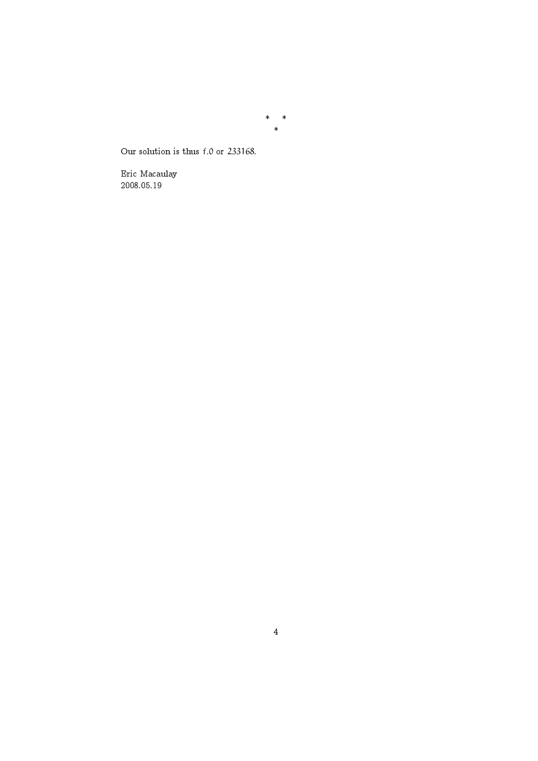\*  \*
 \*

Our solution is thus f.0 or *233168*.

Eric Macaulay
2008.05.19

*  *
 *

Our solution is thus f.0 or *233168*.

Eric Macaulay
2008.05.19